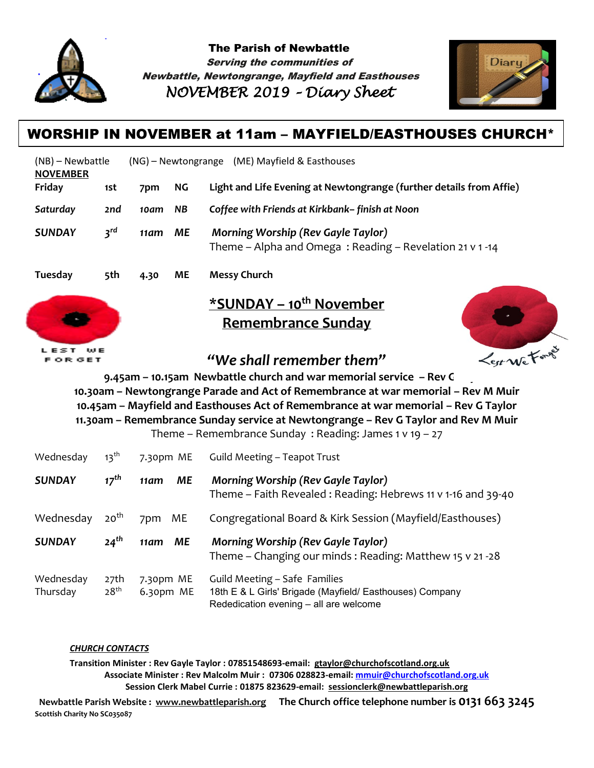**The Parish of Newbattle**

***Serving the communities of***

***Newbattle, Newtongrange, Mayfield and Easthouses***

*NOVEMBER 2019 – Diary Sheet*

## WORSHIP IN NOVEMBER at 11am – MAYFIELD/EASTHOUSES CHURCH*

(NB) – Newbattle (NG) – Newtongrange (ME) Mayfield & Easthouses

**NOVEMBER**

| | | | | |
|---|---|---|---|---|
| **Friday** | **1st** | **7pm** | **NG** | **Light and Life Evening at Newtongrange (further details from Affie)** |
| ***Saturday*** | ***2nd*** | ***10am*** | ***NB*** | ***Coffee with Friends at Kirkbank– finish at Noon*** |
| ***SUNDAY*** | ***3rd*** | ***11am*** | ***ME*** | ***Morning Worship (Rev Gayle Taylor)*** Theme – Alpha and Omega : Reading – Revelation 21 v 1 -14 |
| **Tuesday** | **5th** | **4.30** | **ME** | **Messy Church** |

LEST WE FORGET

## *SUNDAY – 10th November Remembrance Sunday

***"We shall remember them"***

Lest We Forget

**9.45am – 10.15am Newbattle church and war memorial service – Rev G**

**10.30am – Newtongrange Parade and Act of Remembrance at war memorial – Rev M Muir**

**10.45am – Mayfield and Easthouses Act of Remembrance at war memorial – Rev G Taylor**

**11.30am – Remembrance Sunday service at Newtongrange – Rev G Taylor and Rev M Muir**

Theme – Remembrance Sunday : Reading: James 1 v 19 – 27

| | | | | |
|---|---|---|---|---|
| Wednesday | 13th | 7.30pm | ME | Guild Meeting – Teapot Trust |
| ***SUNDAY*** | ***17th*** | ***11am*** | ***ME*** | ***Morning Worship (Rev Gayle Taylor)*** Theme – Faith Revealed : Reading: Hebrews 11 v 1-16 and 39-40 |
| Wednesday | 20th | 7pm | ME | Congregational Board & Kirk Session (Mayfield/Easthouses) |
| ***SUNDAY*** | ***24th*** | ***11am*** | ***ME*** | ***Morning Worship (Rev Gayle Taylor)*** Theme – Changing our minds : Reading: Matthew 15 v 21 -28 |
| Wednesday | 27th | 7.30pm | ME | Guild Meeting – Safe Families |
| Thursday | 28th | 6.30pm | ME | 18th E & L Girls' Brigade (Mayfield/ Easthouses) Company Rededication evening – all are welcome |

***CHURCH CONTACTS***

**Transition Minister : Rev Gayle Taylor : 07851548693-email: gtaylor@churchofscotland.org.uk**

**Associate Minister : Rev Malcolm Muir : 07306 028823-email: mmuir@churchofscotland.org.uk**

**Session Clerk Mabel Currie : 01875 823629-email: sessionclerk@newbattleparish.org**

**Newbattle Parish Website : www.newbattleparish.org The Church office telephone number is 0131 663 3245**

**Scottish Charity No SC035087**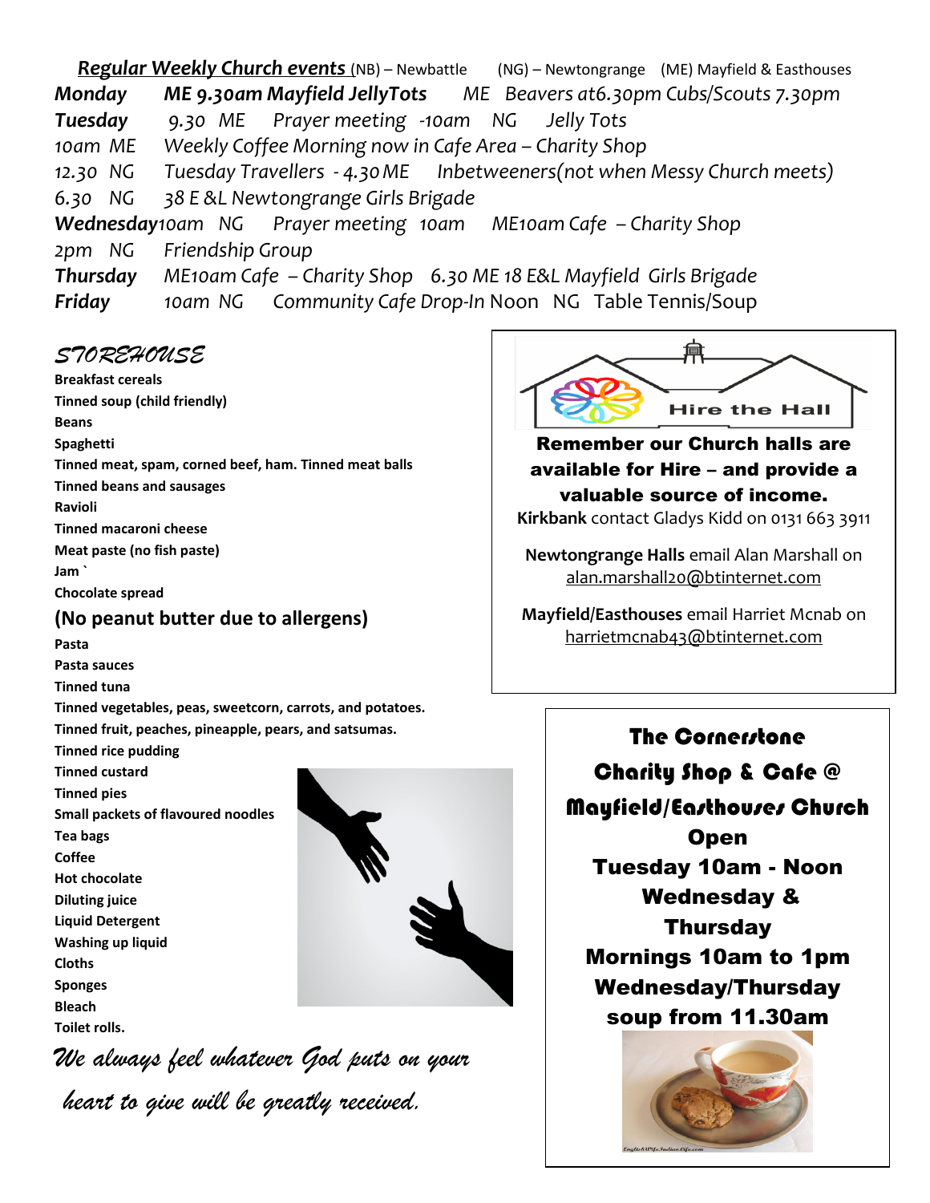***Regular Weekly Church events*** (NB) – Newbattle (NG) – Newtongrange (ME) Mayfield & Easthouses

***Monday*** ***ME 9.30am Mayfield JellyTots*** *ME Beavers at6.30pm Cubs/Scouts 7.30pm*

***Tuesday*** *9.30 ME Prayer meeting -10am NG Jelly Tots*

*10am ME Weekly Coffee Morning now in Cafe Area – Charity Shop*

*12.30 NG Tuesday Travellers - 4.30 ME Inbetweeners(not when Messy Church meets)*

*6.30 NG 38 E &L Newtongrange Girls Brigade*

***Wednesday****10am NG Prayer meeting 10am ME10am Cafe – Charity Shop*

*2pm NG Friendship Group*

***Thursday*** *ME10am Cafe – Charity Shop 6.30 ME 18 E&L Mayfield Girls Brigade*

***Friday*** *10am NG Community Cafe Drop-In* Noon NG Table Tennis/Soup

## *STOREHOUSE*

**Breakfast cereals**
**Tinned soup (child friendly)**
**Beans**
**Spaghetti**
**Tinned meat, spam, corned beef, ham. Tinned meat balls**
**Tinned beans and sausages**
**Ravioli**
**Tinned macaroni cheese**
**Meat paste (no fish paste)**
**Jam `**
**Chocolate spread**

### (No peanut butter due to allergens)

**Pasta**
**Pasta sauces**
**Tinned tuna**
**Tinned vegetables, peas, sweetcorn, carrots, and potatoes.**
**Tinned fruit, peaches, pineapple, pears, and satsumas.**
**Tinned rice pudding**
**Tinned custard**
**Tinned pies**
**Small packets of flavoured noodles**
**Tea bags**
**Coffee**
**Hot chocolate**
**Diluting juice**
**Liquid Detergent**
**Washing up liquid**
**Cloths**
**Sponges**
**Bleach**
**Toilet rolls.**

*We always feel whatever God puts on your heart to give will be greatly received.*

Hire the Hall

**Remember our Church halls are available for Hire – and provide a valuable source of income.**

**Kirkbank** contact Gladys Kidd on 0131 663 3911

**Newtongrange Halls** email Alan Marshall on alan.marshall20@btinternet.com

**Mayfield/Easthouses** email Harriet Mcnab on harrietmcnab43@btinternet.com

**The Cornerstone Charity Shop & Cafe @ Mayfield/Easthouses Church**

**Open**

**Tuesday 10am - Noon**

**Wednesday & Thursday**

**Mornings 10am to 1pm**

**Wednesday/Thursday soup from 11.30am**